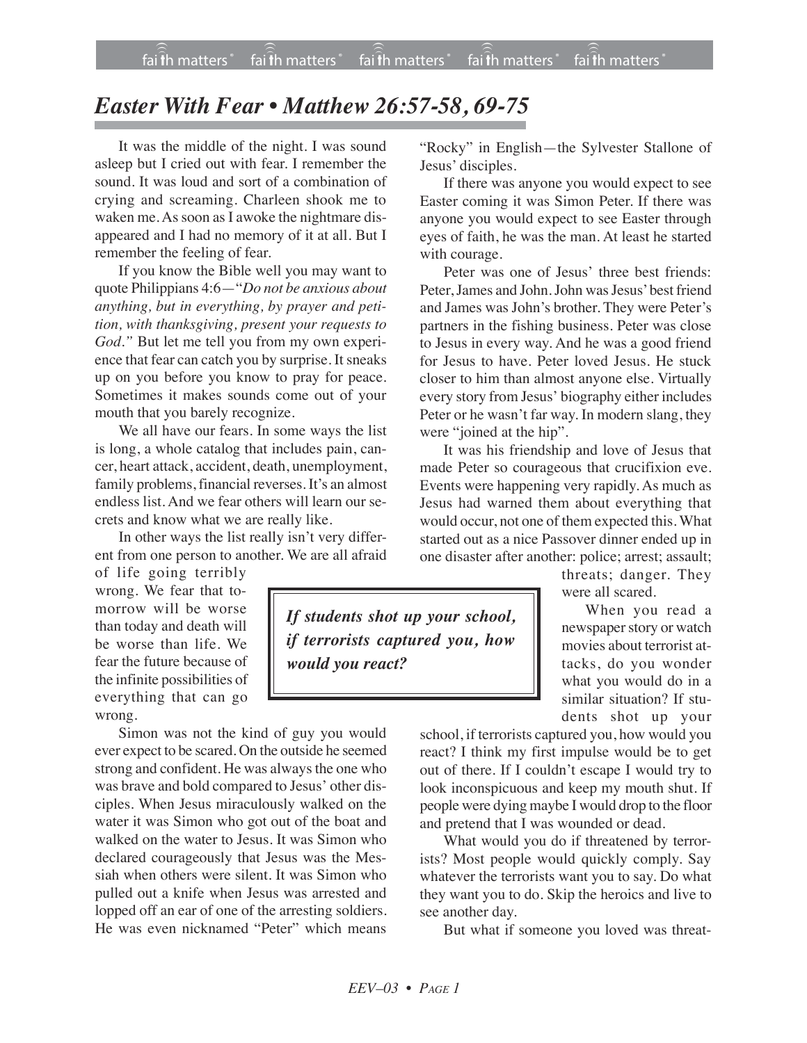# *Easter With Fear • Matthew 26:57-58, 69-75*

It was the middle of the night. I was sound asleep but I cried out with fear. I remember the sound. It was loud and sort of a combination of crying and screaming. Charleen shook me to waken me. As soon as I awoke the nightmare disappeared and I had no memory of it at all. But I remember the feeling of fear.

If you know the Bible well you may want to quote Philippians 4:6—"*Do not be anxious about anything, but in everything, by prayer and petition, with thanksgiving, present your requests to God.*" But let me tell you from my own experience that fear can catch you by surprise. It sneaks up on you before you know to pray for peace. Sometimes it makes sounds come out of your mouth that you barely recognize.

We all have our fears. In some ways the list is long, a whole catalog that includes pain, cancer, heart attack, accident, death, unemployment, family problems, financial reverses. It's an almost endless list. And we fear others will learn our secrets and know what we are really like.

In other ways the list really isn't very different from one person to another. We are all afraid of life going terribly wrong. We fear that tomorrow will be worse than today and death will be worse than life. We fear the future because of the infinite possibilities of everything that can go wrong.

Simon was not the kind of guy you would ever expect to be scared. On the outside he seemed strong and confident. He was always the one who was brave and bold compared to Jesus' other disciples. When Jesus miraculously walked on the water it was Simon who got out of the boat and walked on the water to Jesus. It was Simon who declared courageously that Jesus was the Messiah when others were silent. It was Simon who pulled out a knife when Jesus was arrested and lopped off an ear of one of the arresting soldiers. He was even nicknamed "Peter" which means "Rocky" in English—the Sylvester Stallone of Jesus' disciples.

If there was anyone you would expect to see Easter coming it was Simon Peter. If there was anyone you would expect to see Easter through eyes of faith, he was the man. At least he started with courage.

Peter was one of Jesus' three best friends: Peter, James and John. John was Jesus' best friend and James was John's brother. They were Peter's partners in the fishing business. Peter was close to Jesus in every way. And he was a good friend for Jesus to have. Peter loved Jesus. He stuck closer to him than almost anyone else. Virtually every story from Jesus' biography either includes Peter or he wasn't far way. In modern slang, they were "joined at the hip".

It was his friendship and love of Jesus that made Peter so courageous that crucifixion eve. Events were happening very rapidly. As much as Jesus had warned them about everything that would occur, not one of them expected this. What started out as a nice Passover dinner ended up in one disaster after another: police; arrest; assault; threats; danger. They were all scared.

> ***If students shot up your school, if terrorists captured you, how would you react?***

When you read a newspaper story or watch movies about terrorist attacks, do you wonder what you would do in a similar situation? If students shot up your school, if terrorists captured you, how would you react? I think my first impulse would be to get out of there. If I couldn't escape I would try to look inconspicuous and keep my mouth shut. If people were dying maybe I would drop to the floor and pretend that I was wounded or dead.

What would you do if threatened by terrorists? Most people would quickly comply. Say whatever the terrorists want you to say. Do what they want you to do. Skip the heroics and live to see another day.

But what if someone you loved was threat-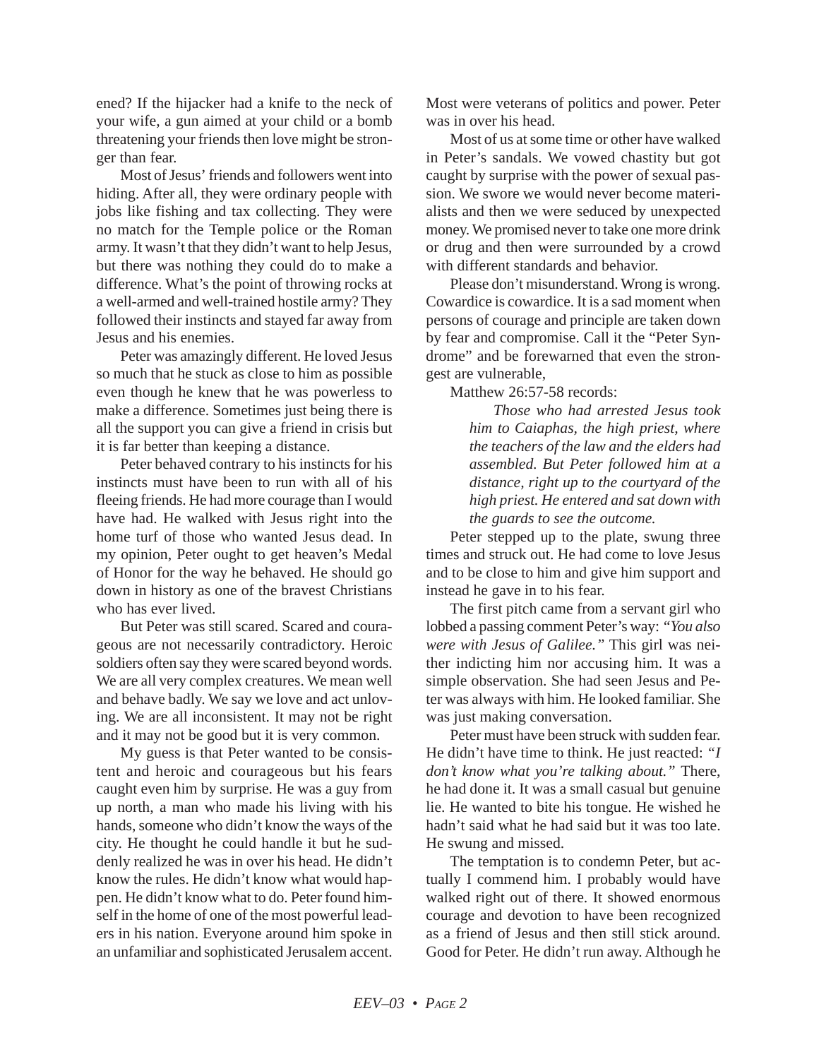ened? If the hijacker had a knife to the neck of your wife, a gun aimed at your child or a bomb threatening your friends then love might be stronger than fear.

Most of Jesus' friends and followers went into hiding. After all, they were ordinary people with jobs like fishing and tax collecting. They were no match for the Temple police or the Roman army. It wasn't that they didn't want to help Jesus, but there was nothing they could do to make a difference. What's the point of throwing rocks at a well-armed and well-trained hostile army? They followed their instincts and stayed far away from Jesus and his enemies.

Peter was amazingly different. He loved Jesus so much that he stuck as close to him as possible even though he knew that he was powerless to make a difference. Sometimes just being there is all the support you can give a friend in crisis but it is far better than keeping a distance.

Peter behaved contrary to his instincts for his instincts must have been to run with all of his fleeing friends. He had more courage than I would have had. He walked with Jesus right into the home turf of those who wanted Jesus dead. In my opinion, Peter ought to get heaven's Medal of Honor for the way he behaved. He should go down in history as one of the bravest Christians who has ever lived.

But Peter was still scared. Scared and courageous are not necessarily contradictory. Heroic soldiers often say they were scared beyond words. We are all very complex creatures. We mean well and behave badly. We say we love and act unloving. We are all inconsistent. It may not be right and it may not be good but it is very common.

My guess is that Peter wanted to be consistent and heroic and courageous but his fears caught even him by surprise. He was a guy from up north, a man who made his living with his hands, someone who didn't know the ways of the city. He thought he could handle it but he suddenly realized he was in over his head. He didn't know the rules. He didn't know what would happen. He didn't know what to do. Peter found himself in the home of one of the most powerful leaders in his nation. Everyone around him spoke in an unfamiliar and sophisticated Jerusalem accent. Most were veterans of politics and power. Peter was in over his head.

Most of us at some time or other have walked in Peter's sandals. We vowed chastity but got caught by surprise with the power of sexual passion. We swore we would never become materialists and then we were seduced by unexpected money. We promised never to take one more drink or drug and then were surrounded by a crowd with different standards and behavior.

Please don't misunderstand. Wrong is wrong. Cowardice is cowardice. It is a sad moment when persons of courage and principle are taken down by fear and compromise. Call it the "Peter Syndrome" and be forewarned that even the strongest are vulnerable,

Matthew 26:57-58 records:

> *Those who had arrested Jesus took him to Caiaphas, the high priest, where the teachers of the law and the elders had assembled. But Peter followed him at a distance, right up to the courtyard of the high priest. He entered and sat down with the guards to see the outcome.*

Peter stepped up to the plate, swung three times and struck out. He had come to love Jesus and to be close to him and give him support and instead he gave in to his fear.

The first pitch came from a servant girl who lobbed a passing comment Peter's way: *"You also were with Jesus of Galilee."* This girl was neither indicting him nor accusing him. It was a simple observation. She had seen Jesus and Peter was always with him. He looked familiar. She was just making conversation.

Peter must have been struck with sudden fear. He didn't have time to think. He just reacted: *"I don't know what you're talking about."* There, he had done it. It was a small casual but genuine lie. He wanted to bite his tongue. He wished he hadn't said what he had said but it was too late. He swung and missed.

The temptation is to condemn Peter, but actually I commend him. I probably would have walked right out of there. It showed enormous courage and devotion to have been recognized as a friend of Jesus and then still stick around. Good for Peter. He didn't run away. Although he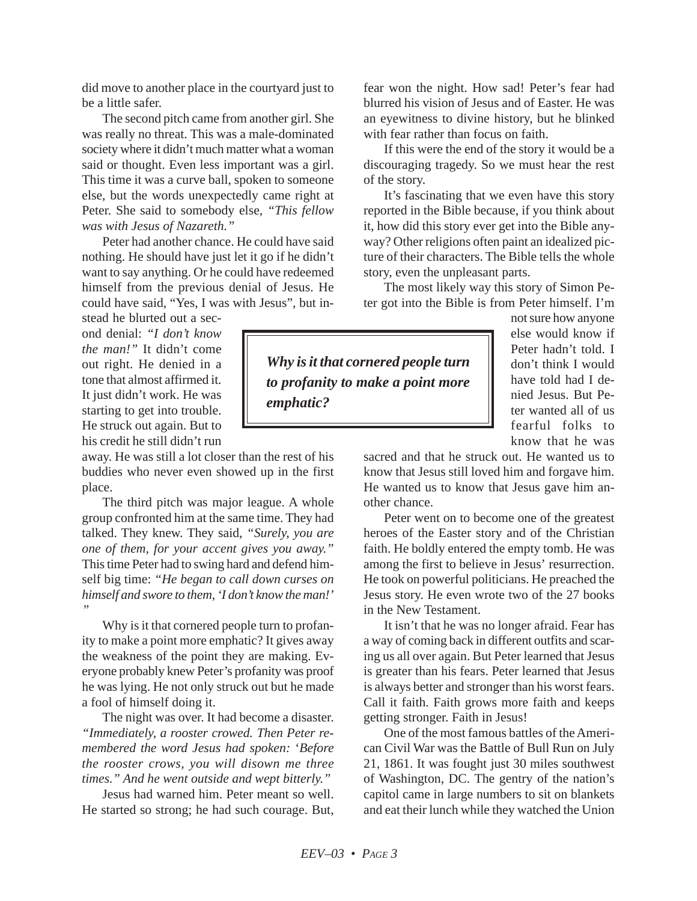did move to another place in the courtyard just to be a little safer.

The second pitch came from another girl. She was really no threat. This was a male-dominated society where it didn't much matter what a woman said or thought. Even less important was a girl. This time it was a curve ball, spoken to someone else, but the words unexpectedly came right at Peter. She said to somebody else, *"This fellow was with Jesus of Nazareth."*

Peter had another chance. He could have said nothing. He should have just let it go if he didn't want to say anything. Or he could have redeemed himself from the previous denial of Jesus. He could have said, "Yes, I was with Jesus", but instead he blurted out a second denial: *"I don't know the man!"* It didn't come out right. He denied in a tone that almost affirmed it. It just didn't work. He was starting to get into trouble. He struck out again. But to his credit he still didn't run away. He was still a lot closer than the rest of his buddies who never even showed up in the first place.

> ***Why is it that cornered people turn to profanity to make a point more emphatic?***

The third pitch was major league. A whole group confronted him at the same time. They had talked. They knew. They said, *"Surely, you are one of them, for your accent gives you away."* This time Peter had to swing hard and defend himself big time: *"He began to call down curses on himself and swore to them, 'I don't know the man!' "*

Why is it that cornered people turn to profanity to make a point more emphatic? It gives away the weakness of the point they are making. Everyone probably knew Peter's profanity was proof he was lying. He not only struck out but he made a fool of himself doing it.

The night was over. It had become a disaster. *"Immediately, a rooster crowed. Then Peter remembered the word Jesus had spoken: 'Before the rooster crows, you will disown me three times." And he went outside and wept bitterly."*

Jesus had warned him. Peter meant so well. He started so strong; he had such courage. But, fear won the night. How sad! Peter's fear had blurred his vision of Jesus and of Easter. He was an eyewitness to divine history, but he blinked with fear rather than focus on faith.

If this were the end of the story it would be a discouraging tragedy. So we must hear the rest of the story.

It's fascinating that we even have this story reported in the Bible because, if you think about it, how did this story ever get into the Bible anyway? Other religions often paint an idealized picture of their characters. The Bible tells the whole story, even the unpleasant parts.

The most likely way this story of Simon Peter got into the Bible is from Peter himself. I'm not sure how anyone else would know if Peter hadn't told. I don't think I would have told had I denied Jesus. But Peter wanted all of us fearful folks to know that he was sacred and that he struck out. He wanted us to know that Jesus still loved him and forgave him. He wanted us to know that Jesus gave him another chance.

Peter went on to become one of the greatest heroes of the Easter story and of the Christian faith. He boldly entered the empty tomb. He was among the first to believe in Jesus' resurrection. He took on powerful politicians. He preached the Jesus story. He even wrote two of the 27 books in the New Testament.

It isn't that he was no longer afraid. Fear has a way of coming back in different outfits and scaring us all over again. But Peter learned that Jesus is greater than his fears. Peter learned that Jesus is always better and stronger than his worst fears. Call it faith. Faith grows more faith and keeps getting stronger. Faith in Jesus!

One of the most famous battles of the American Civil War was the Battle of Bull Run on July 21, 1861. It was fought just 30 miles southwest of Washington, DC. The gentry of the nation's capitol came in large numbers to sit on blankets and eat their lunch while they watched the Union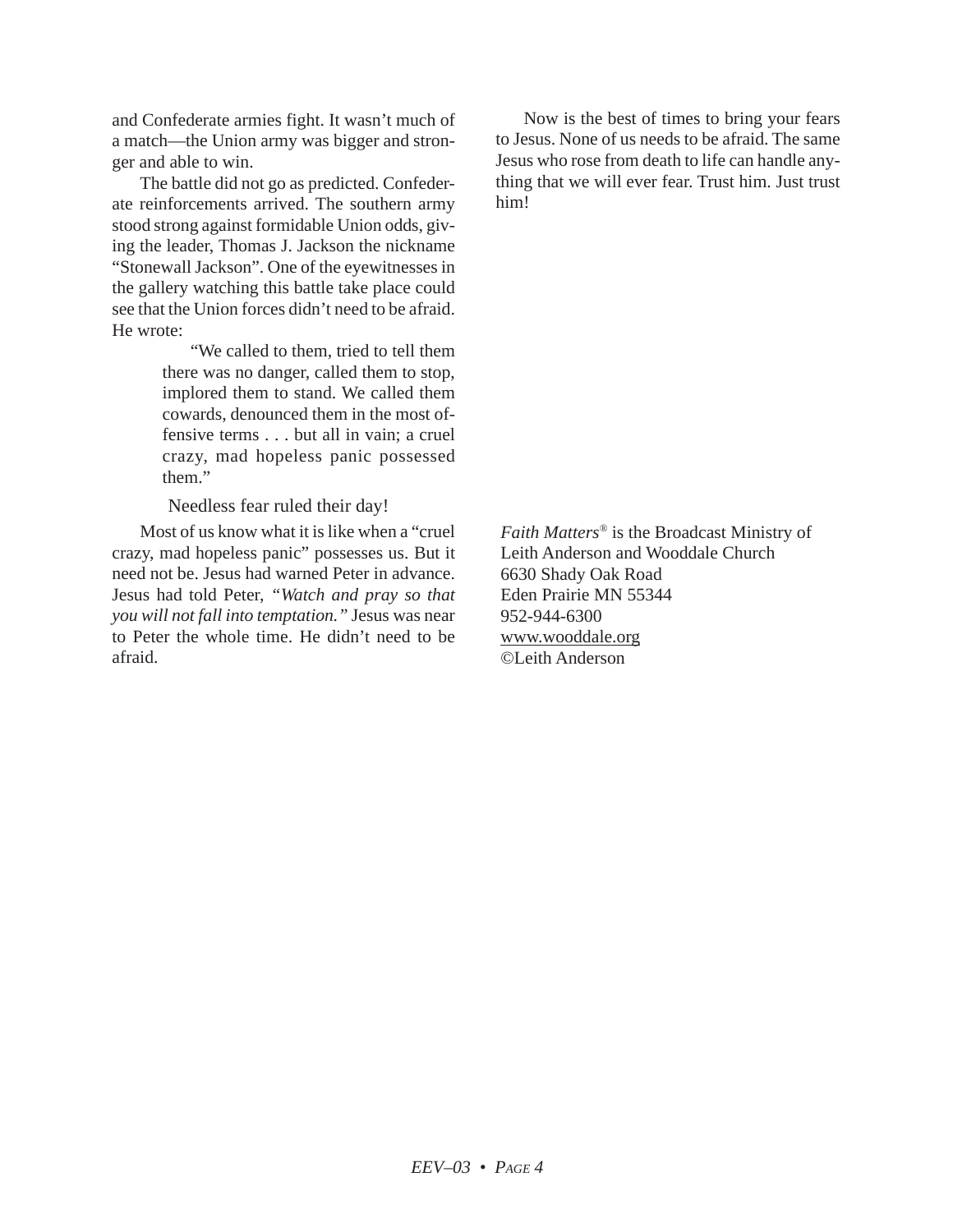and Confederate armies fight. It wasn't much of a match—the Union army was bigger and stronger and able to win.

The battle did not go as predicted. Confederate reinforcements arrived. The southern army stood strong against formidable Union odds, giving the leader, Thomas J. Jackson the nickname "Stonewall Jackson". One of the eyewitnesses in the gallery watching this battle take place could see that the Union forces didn't need to be afraid. He wrote:

> "We called to them, tried to tell them there was no danger, called them to stop, implored them to stand. We called them cowards, denounced them in the most offensive terms . . . but all in vain; a cruel crazy, mad hopeless panic possessed them."

Needless fear ruled their day!

Most of us know what it is like when a "cruel crazy, mad hopeless panic" possesses us. But it need not be. Jesus had warned Peter in advance. Jesus had told Peter, *"Watch and pray so that you will not fall into temptation."* Jesus was near to Peter the whole time. He didn't need to be afraid.

Now is the best of times to bring your fears to Jesus. None of us needs to be afraid. The same Jesus who rose from death to life can handle anything that we will ever fear. Trust him. Just trust him!

*Faith Matters*® is the Broadcast Ministry of
Leith Anderson and Wooddale Church
6630 Shady Oak Road
Eden Prairie MN 55344
952-944-6300
www.wooddale.org
©Leith Anderson